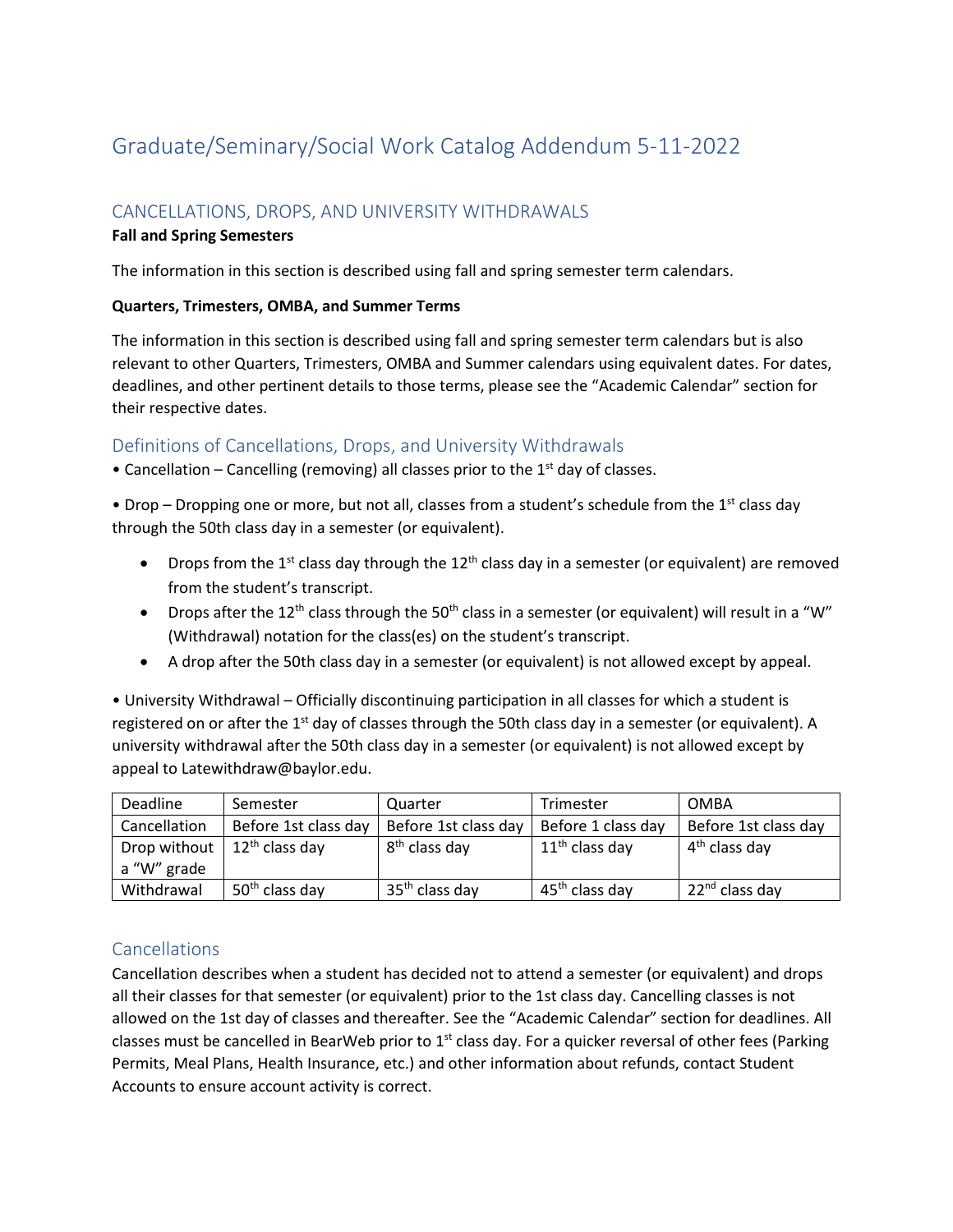# Graduate/Seminary/Social Work Catalog Addendum 5-11-2022

## CANCELLATIONS, DROPS, AND UNIVERSITY WITHDRAWALS

**Fall and Spring Semesters**

The information in this section is described using fall and spring semester term calendars.

**Quarters, Trimesters, OMBA, and Summer Terms**

The information in this section is described using fall and spring semester term calendars but is also relevant to other Quarters, Trimesters, OMBA and Summer calendars using equivalent dates. For dates, deadlines, and other pertinent details to those terms, please see the "Academic Calendar" section for their respective dates.

### Definitions of Cancellations, Drops, and University Withdrawals

• Cancellation – Cancelling (removing) all classes prior to the 1st day of classes.

• Drop – Dropping one or more, but not all, classes from a student's schedule from the 1st class day through the 50th class day in a semester (or equivalent).

- Drops from the 1st class day through the 12th class day in a semester (or equivalent) are removed from the student's transcript.
- Drops after the 12th class through the 50th class in a semester (or equivalent) will result in a "W" (Withdrawal) notation for the class(es) on the student's transcript.
- A drop after the 50th class day in a semester (or equivalent) is not allowed except by appeal.

• University Withdrawal – Officially discontinuing participation in all classes for which a student is registered on or after the 1st day of classes through the 50th class day in a semester (or equivalent). A university withdrawal after the 50th class day in a semester (or equivalent) is not allowed except by appeal to Latewithdraw@baylor.edu.

| Deadline | Semester | Quarter | Trimester | OMBA |
|---|---|---|---|---|
| Cancellation | Before 1st class day | Before 1st class day | Before 1 class day | Before 1st class day |
| Drop without a "W" grade | 12th class day | 8th class day | 11th class day | 4th class day |
| Withdrawal | 50th class day | 35th class day | 45th class day | 22nd class day |

### Cancellations

Cancellation describes when a student has decided not to attend a semester (or equivalent) and drops all their classes for that semester (or equivalent) prior to the 1st class day. Cancelling classes is not allowed on the 1st day of classes and thereafter. See the "Academic Calendar" section for deadlines. All classes must be cancelled in BearWeb prior to 1st class day. For a quicker reversal of other fees (Parking Permits, Meal Plans, Health Insurance, etc.) and other information about refunds, contact Student Accounts to ensure account activity is correct.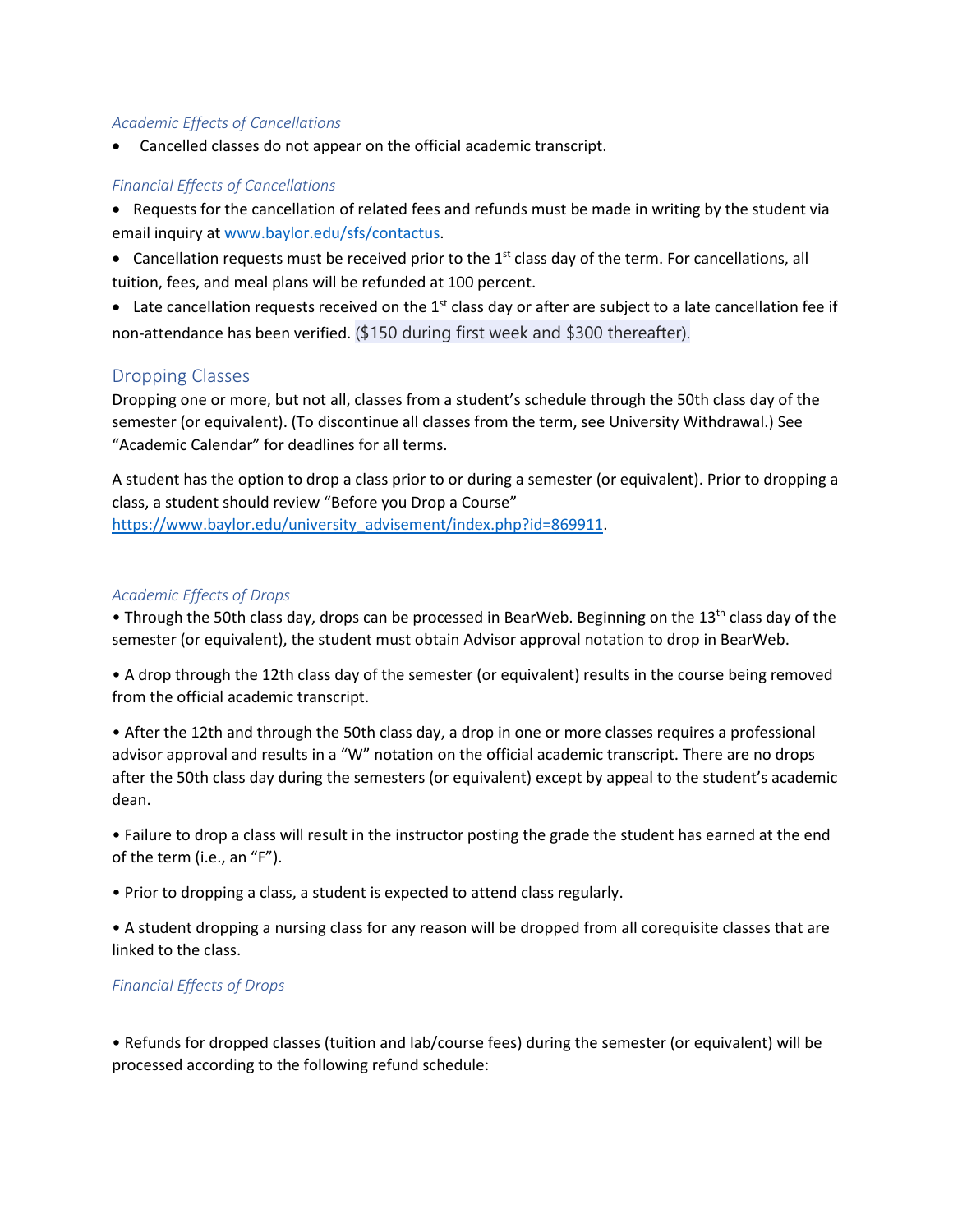### *Academic Effects of Cancellations*

- Cancelled classes do not appear on the official academic transcript.

### *Financial Effects of Cancellations*

- Requests for the cancellation of related fees and refunds must be made in writing by the student via email inquiry at www.baylor.edu/sfs/contactus.
- Cancellation requests must be received prior to the 1st class day of the term. For cancellations, all tuition, fees, and meal plans will be refunded at 100 percent.
- Late cancellation requests received on the 1st class day or after are subject to a late cancellation fee if non-attendance has been verified. ($150 during first week and $300 thereafter).

## Dropping Classes

Dropping one or more, but not all, classes from a student's schedule through the 50th class day of the semester (or equivalent). (To discontinue all classes from the term, see University Withdrawal.) See "Academic Calendar" for deadlines for all terms.

A student has the option to drop a class prior to or during a semester (or equivalent). Prior to dropping a class, a student should review "Before you Drop a Course" https://www.baylor.edu/university_advisement/index.php?id=869911.

### *Academic Effects of Drops*

• Through the 50th class day, drops can be processed in BearWeb. Beginning on the 13th class day of the semester (or equivalent), the student must obtain Advisor approval notation to drop in BearWeb.

• A drop through the 12th class day of the semester (or equivalent) results in the course being removed from the official academic transcript.

• After the 12th and through the 50th class day, a drop in one or more classes requires a professional advisor approval and results in a "W" notation on the official academic transcript. There are no drops after the 50th class day during the semesters (or equivalent) except by appeal to the student's academic dean.

• Failure to drop a class will result in the instructor posting the grade the student has earned at the end of the term (i.e., an "F").

• Prior to dropping a class, a student is expected to attend class regularly.

• A student dropping a nursing class for any reason will be dropped from all corequisite classes that are linked to the class.

### *Financial Effects of Drops*

• Refunds for dropped classes (tuition and lab/course fees) during the semester (or equivalent) will be processed according to the following refund schedule: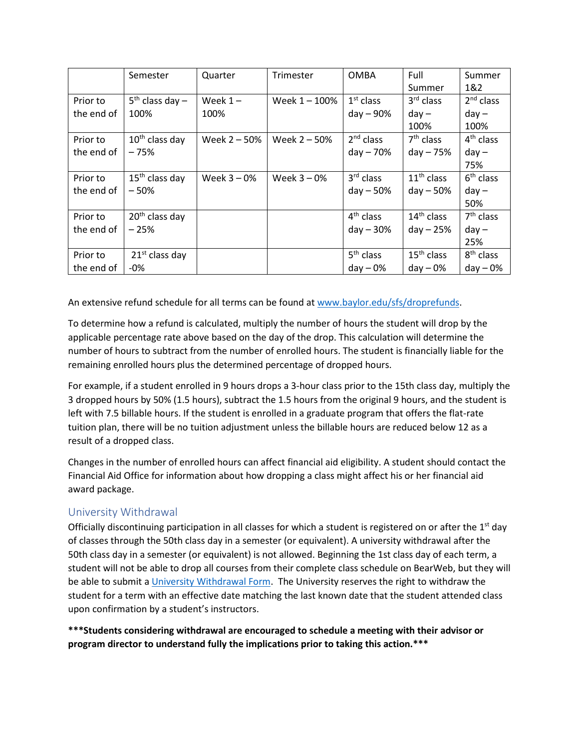| | Semester | Quarter | Trimester | OMBA | Full Summer | Summer 1&2 |
|---|---|---|---|---|---|---|
| Prior to the end of | 5th class day – 100% | Week 1 – 100% | Week 1 – 100% | 1st class day – 90% | 3rd class day – 100% | 2nd class day – 100% |
| Prior to the end of | 10th class day – 75% | Week 2 – 50% | Week 2 – 50% | 2nd class day – 70% | 7th class day – 75% | 4th class day – 75% |
| Prior to the end of | 15th class day – 50% | Week 3 – 0% | Week 3 – 0% | 3rd class day – 50% | 11th class day – 50% | 6th class day – 50% |
| Prior to the end of | 20th class day – 25% | | | 4th class day – 30% | 14th class day – 25% | 7th class day – 25% |
| Prior to the end of | 21st class day -0% | | | 5th class day – 0% | 15th class day – 0% | 8th class day – 0% |

An extensive refund schedule for all terms can be found at [www.baylor.edu/sfs/droprefunds](http://www.baylor.edu/sfs/droprefunds).

To determine how a refund is calculated, multiply the number of hours the student will drop by the applicable percentage rate above based on the day of the drop. This calculation will determine the number of hours to subtract from the number of enrolled hours. The student is financially liable for the remaining enrolled hours plus the determined percentage of dropped hours.

For example, if a student enrolled in 9 hours drops a 3-hour class prior to the 15th class day, multiply the 3 dropped hours by 50% (1.5 hours), subtract the 1.5 hours from the original 9 hours, and the student is left with 7.5 billable hours. If the student is enrolled in a graduate program that offers the flat-rate tuition plan, there will be no tuition adjustment unless the billable hours are reduced below 12 as a result of a dropped class.

Changes in the number of enrolled hours can affect financial aid eligibility. A student should contact the Financial Aid Office for information about how dropping a class might affect his or her financial aid award package.

## University Withdrawal

Officially discontinuing participation in all classes for which a student is registered on or after the 1st day of classes through the 50th class day in a semester (or equivalent). A university withdrawal after the 50th class day in a semester (or equivalent) is not allowed. Beginning the 1st class day of each term, a student will not be able to drop all courses from their complete class schedule on BearWeb, but they will be able to submit a University Withdrawal Form. The University reserves the right to withdraw the student for a term with an effective date matching the last known date that the student attended class upon confirmation by a student's instructors.

**\*\*\*Students considering withdrawal are encouraged to schedule a meeting with their advisor or program director to understand fully the implications prior to taking this action.\*\*\***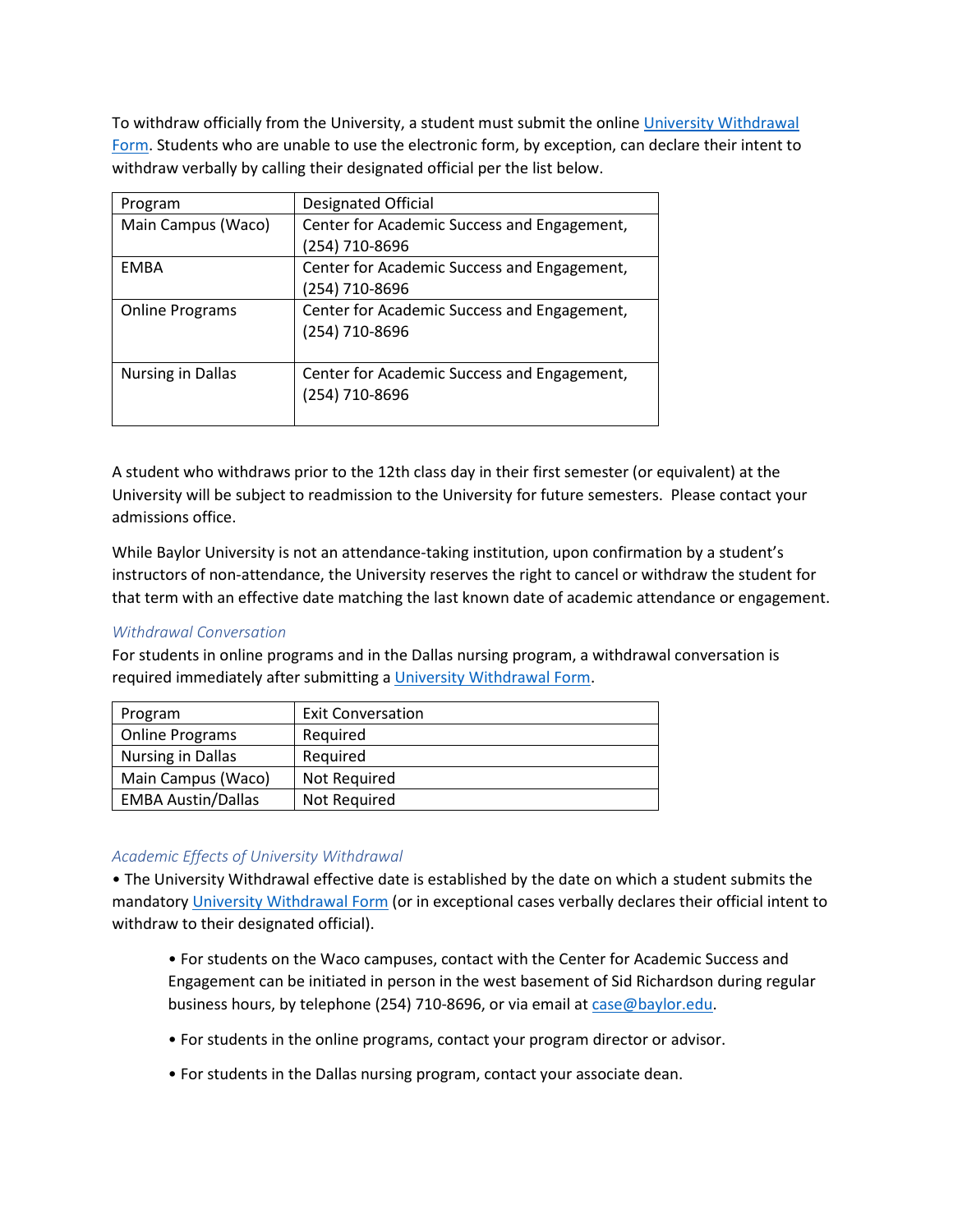To withdraw officially from the University, a student must submit the online [University Withdrawal Form](). Students who are unable to use the electronic form, by exception, can declare their intent to withdraw verbally by calling their designated official per the list below.

| Program | Designated Official |
| --- | --- |
| Main Campus (Waco) | Center for Academic Success and Engagement, (254) 710-8696 |
| EMBA | Center for Academic Success and Engagement, (254) 710-8696 |
| Online Programs | Center for Academic Success and Engagement, (254) 710-8696 |
| Nursing in Dallas | Center for Academic Success and Engagement, (254) 710-8696 |

A student who withdraws prior to the 12th class day in their first semester (or equivalent) at the University will be subject to readmission to the University for future semesters. Please contact your admissions office.

While Baylor University is not an attendance-taking institution, upon confirmation by a student's instructors of non-attendance, the University reserves the right to cancel or withdraw the student for that term with an effective date matching the last known date of academic attendance or engagement.

### *Withdrawal Conversation*

For students in online programs and in the Dallas nursing program, a withdrawal conversation is required immediately after submitting a University Withdrawal Form.

| Program | Exit Conversation |
| --- | --- |
| Online Programs | Required |
| Nursing in Dallas | Required |
| Main Campus (Waco) | Not Required |
| EMBA Austin/Dallas | Not Required |

### *Academic Effects of University Withdrawal*

• The University Withdrawal effective date is established by the date on which a student submits the mandatory University Withdrawal Form (or in exceptional cases verbally declares their official intent to withdraw to their designated official).

- For students on the Waco campuses, contact with the Center for Academic Success and Engagement can be initiated in person in the west basement of Sid Richardson during regular business hours, by telephone (254) 710-8696, or via email at case@baylor.edu.
- For students in the online programs, contact your program director or advisor.
- For students in the Dallas nursing program, contact your associate dean.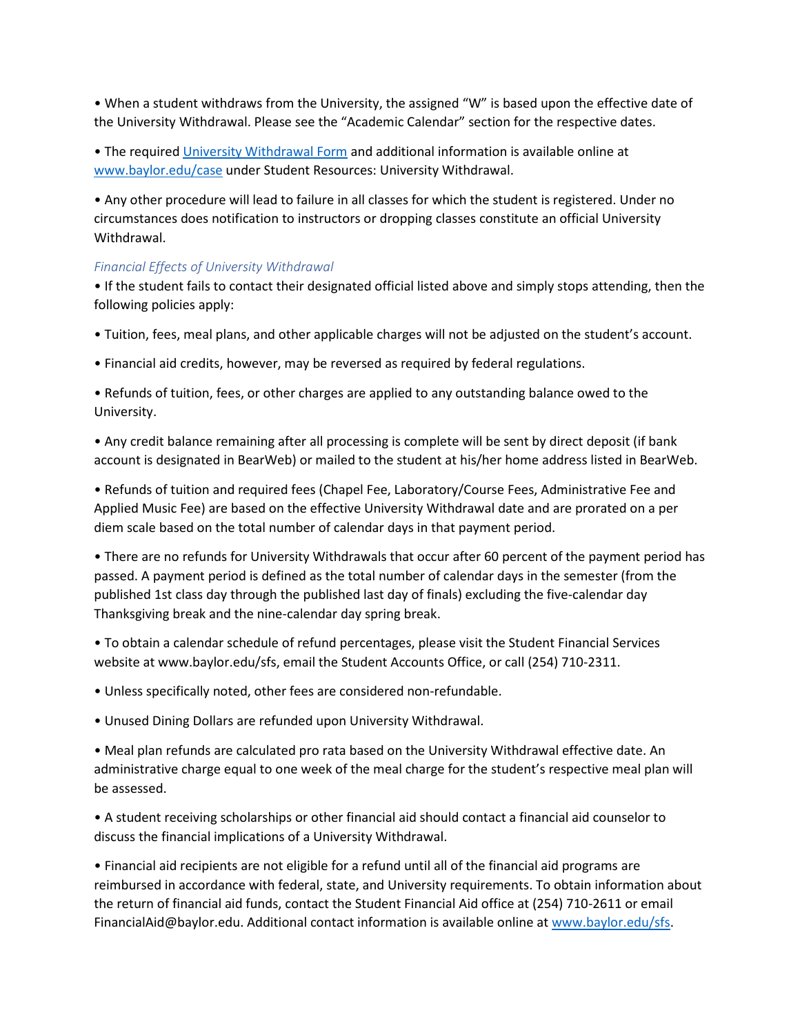• When a student withdraws from the University, the assigned “W” is based upon the effective date of the University Withdrawal. Please see the “Academic Calendar” section for the respective dates.

• The required [University Withdrawal Form](#) and additional information is available online at [www.baylor.edu/case](http://www.baylor.edu/case) under Student Resources: University Withdrawal.

• Any other procedure will lead to failure in all classes for which the student is registered. Under no circumstances does notification to instructors or dropping classes constitute an official University Withdrawal.

*Financial Effects of University Withdrawal*

• If the student fails to contact their designated official listed above and simply stops attending, then the following policies apply:

• Tuition, fees, meal plans, and other applicable charges will not be adjusted on the student’s account.

• Financial aid credits, however, may be reversed as required by federal regulations.

• Refunds of tuition, fees, or other charges are applied to any outstanding balance owed to the University.

• Any credit balance remaining after all processing is complete will be sent by direct deposit (if bank account is designated in BearWeb) or mailed to the student at his/her home address listed in BearWeb.

• Refunds of tuition and required fees (Chapel Fee, Laboratory/Course Fees, Administrative Fee and Applied Music Fee) are based on the effective University Withdrawal date and are prorated on a per diem scale based on the total number of calendar days in that payment period.

• There are no refunds for University Withdrawals that occur after 60 percent of the payment period has passed. A payment period is defined as the total number of calendar days in the semester (from the published 1st class day through the published last day of finals) excluding the five-calendar day Thanksgiving break and the nine-calendar day spring break.

• To obtain a calendar schedule of refund percentages, please visit the Student Financial Services website at www.baylor.edu/sfs, email the Student Accounts Office, or call (254) 710-2311.

• Unless specifically noted, other fees are considered non-refundable.

• Unused Dining Dollars are refunded upon University Withdrawal.

• Meal plan refunds are calculated pro rata based on the University Withdrawal effective date. An administrative charge equal to one week of the meal charge for the student’s respective meal plan will be assessed.

• A student receiving scholarships or other financial aid should contact a financial aid counselor to discuss the financial implications of a University Withdrawal.

• Financial aid recipients are not eligible for a refund until all of the financial aid programs are reimbursed in accordance with federal, state, and University requirements. To obtain information about the return of financial aid funds, contact the Student Financial Aid office at (254) 710-2611 or email FinancialAid@baylor.edu. Additional contact information is available online at [www.baylor.edu/sfs](http://www.baylor.edu/sfs).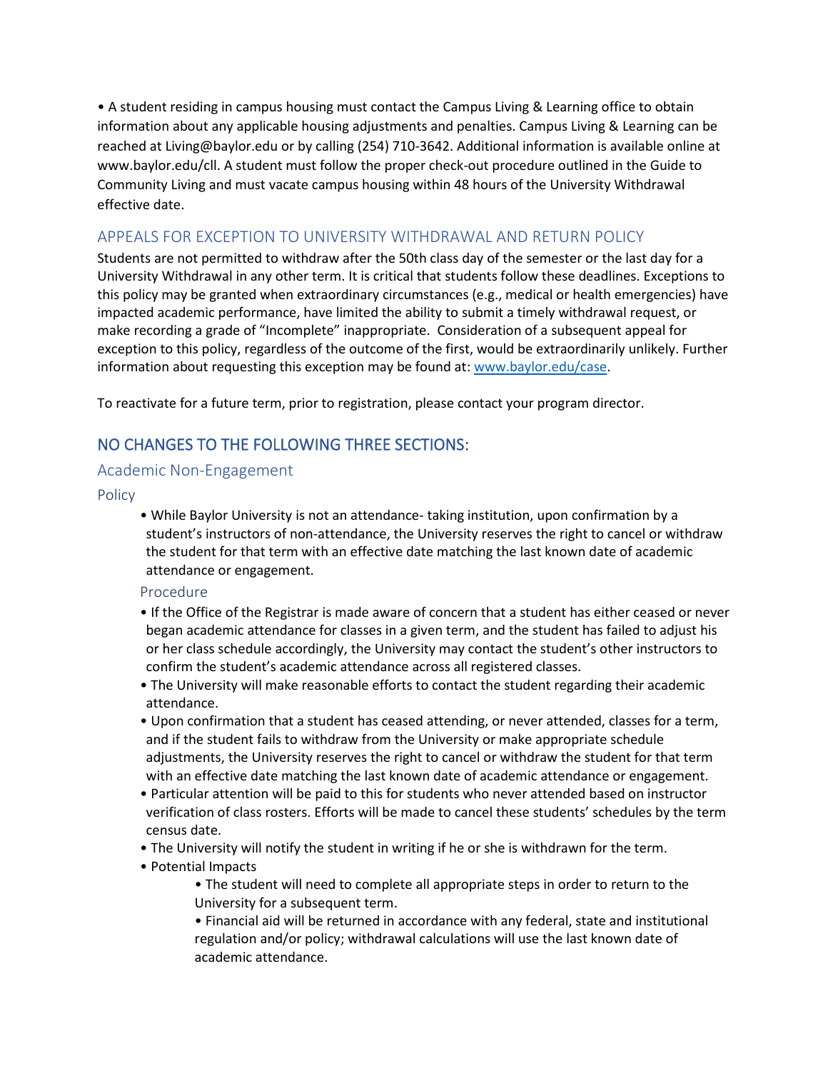• A student residing in campus housing must contact the Campus Living & Learning office to obtain information about any applicable housing adjustments and penalties. Campus Living & Learning can be reached at Living@baylor.edu or by calling (254) 710-3642. Additional information is available online at www.baylor.edu/cll. A student must follow the proper check-out procedure outlined in the Guide to Community Living and must vacate campus housing within 48 hours of the University Withdrawal effective date.

### APPEALS FOR EXCEPTION TO UNIVERSITY WITHDRAWAL AND RETURN POLICY

Students are not permitted to withdraw after the 50th class day of the semester or the last day for a University Withdrawal in any other term. It is critical that students follow these deadlines. Exceptions to this policy may be granted when extraordinary circumstances (e.g., medical or health emergencies) have impacted academic performance, have limited the ability to submit a timely withdrawal request, or make recording a grade of "Incomplete" inappropriate. Consideration of a subsequent appeal for exception to this policy, regardless of the outcome of the first, would be extraordinarily unlikely. Further information about requesting this exception may be found at: [www.baylor.edu/case](www.baylor.edu/case).

To reactivate for a future term, prior to registration, please contact your program director.

## NO CHANGES TO THE FOLLOWING THREE SECTIONS:

### Academic Non-Engagement

#### Policy

- While Baylor University is not an attendance- taking institution, upon confirmation by a student's instructors of non-attendance, the University reserves the right to cancel or withdraw the student for that term with an effective date matching the last known date of academic attendance or engagement.

#### Procedure

- If the Office of the Registrar is made aware of concern that a student has either ceased or never began academic attendance for classes in a given term, and the student has failed to adjust his or her class schedule accordingly, the University may contact the student's other instructors to confirm the student's academic attendance across all registered classes.
- The University will make reasonable efforts to contact the student regarding their academic attendance.
- Upon confirmation that a student has ceased attending, or never attended, classes for a term, and if the student fails to withdraw from the University or make appropriate schedule adjustments, the University reserves the right to cancel or withdraw the student for that term with an effective date matching the last known date of academic attendance or engagement.
- Particular attention will be paid to this for students who never attended based on instructor verification of class rosters. Efforts will be made to cancel these students' schedules by the term census date.
- The University will notify the student in writing if he or she is withdrawn for the term.
- Potential Impacts
    - The student will need to complete all appropriate steps in order to return to the University for a subsequent term.
    - Financial aid will be returned in accordance with any federal, state and institutional regulation and/or policy; withdrawal calculations will use the last known date of academic attendance.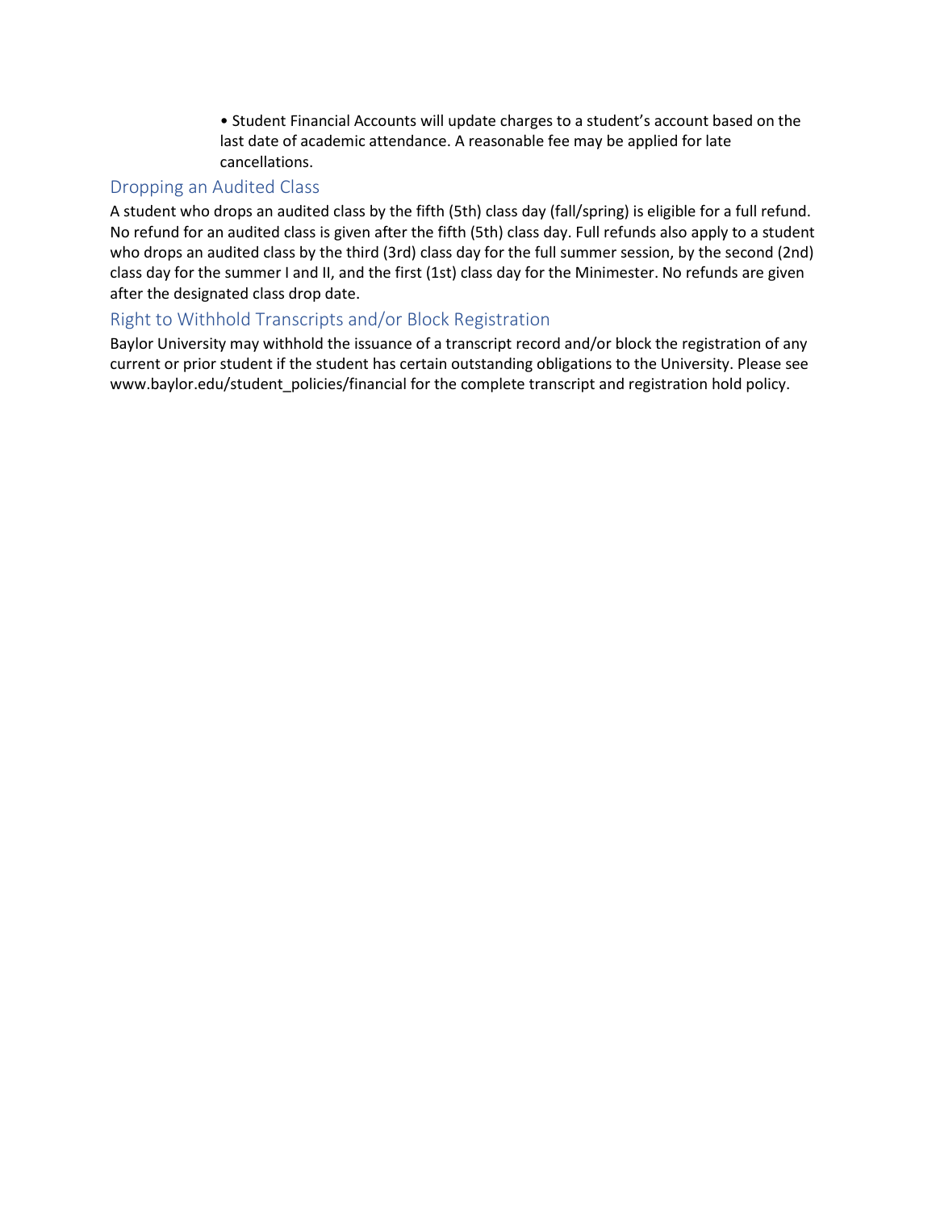- Student Financial Accounts will update charges to a student's account based on the last date of academic attendance. A reasonable fee may be applied for late cancellations.

## Dropping an Audited Class

A student who drops an audited class by the fifth (5th) class day (fall/spring) is eligible for a full refund. No refund for an audited class is given after the fifth (5th) class day. Full refunds also apply to a student who drops an audited class by the third (3rd) class day for the full summer session, by the second (2nd) class day for the summer I and II, and the first (1st) class day for the Minimester. No refunds are given after the designated class drop date.

## Right to Withhold Transcripts and/or Block Registration

Baylor University may withhold the issuance of a transcript record and/or block the registration of any current or prior student if the student has certain outstanding obligations to the University. Please see www.baylor.edu/student_policies/financial for the complete transcript and registration hold policy.